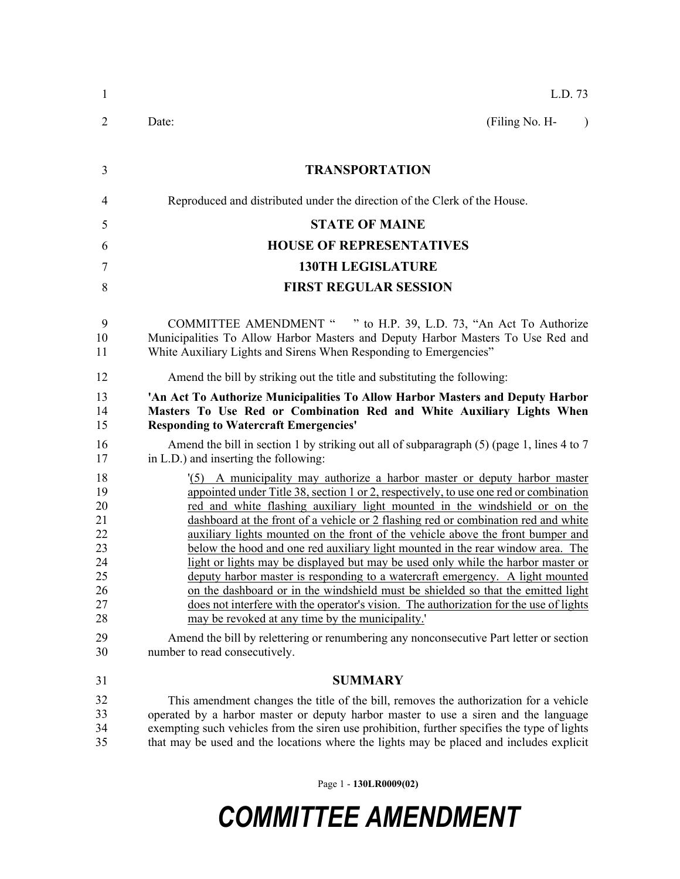L.D. 73

Date: (Filing No. H- )

## TRANSPORTATION

Reproduced and distributed under the direction of the Clerk of the House.

## STATE OF MAINE
## HOUSE OF REPRESENTATIVES
## 130TH LEGISLATURE
## FIRST REGULAR SESSION

COMMITTEE AMENDMENT " " to H.P. 39, L.D. 73, "An Act To Authorize Municipalities To Allow Harbor Masters and Deputy Harbor Masters To Use Red and White Auxiliary Lights and Sirens When Responding to Emergencies"

Amend the bill by striking out the title and substituting the following:

**'An Act To Authorize Municipalities To Allow Harbor Masters and Deputy Harbor Masters To Use Red or Combination Red and White Auxiliary Lights When Responding to Watercraft Emergencies'**

Amend the bill in section 1 by striking out all of subparagraph (5) (page 1, lines 4 to 7 in L.D.) and inserting the following:

'(5) A municipality may authorize a harbor master or deputy harbor master appointed under Title 38, section 1 or 2, respectively, to use one red or combination red and white flashing auxiliary light mounted in the windshield or on the dashboard at the front of a vehicle or 2 flashing red or combination red and white auxiliary lights mounted on the front of the vehicle above the front bumper and below the hood and one red auxiliary light mounted in the rear window area. The light or lights may be displayed but may be used only while the harbor master or deputy harbor master is responding to a watercraft emergency. A light mounted on the dashboard or in the windshield must be shielded so that the emitted light does not interfere with the operator's vision. The authorization for the use of lights may be revoked at any time by the municipality.'

Amend the bill by relettering or renumbering any nonconsecutive Part letter or section number to read consecutively.

## SUMMARY

This amendment changes the title of the bill, removes the authorization for a vehicle operated by a harbor master or deputy harbor master to use a siren and the language exempting such vehicles from the siren use prohibition, further specifies the type of lights that may be used and the locations where the lights may be placed and includes explicit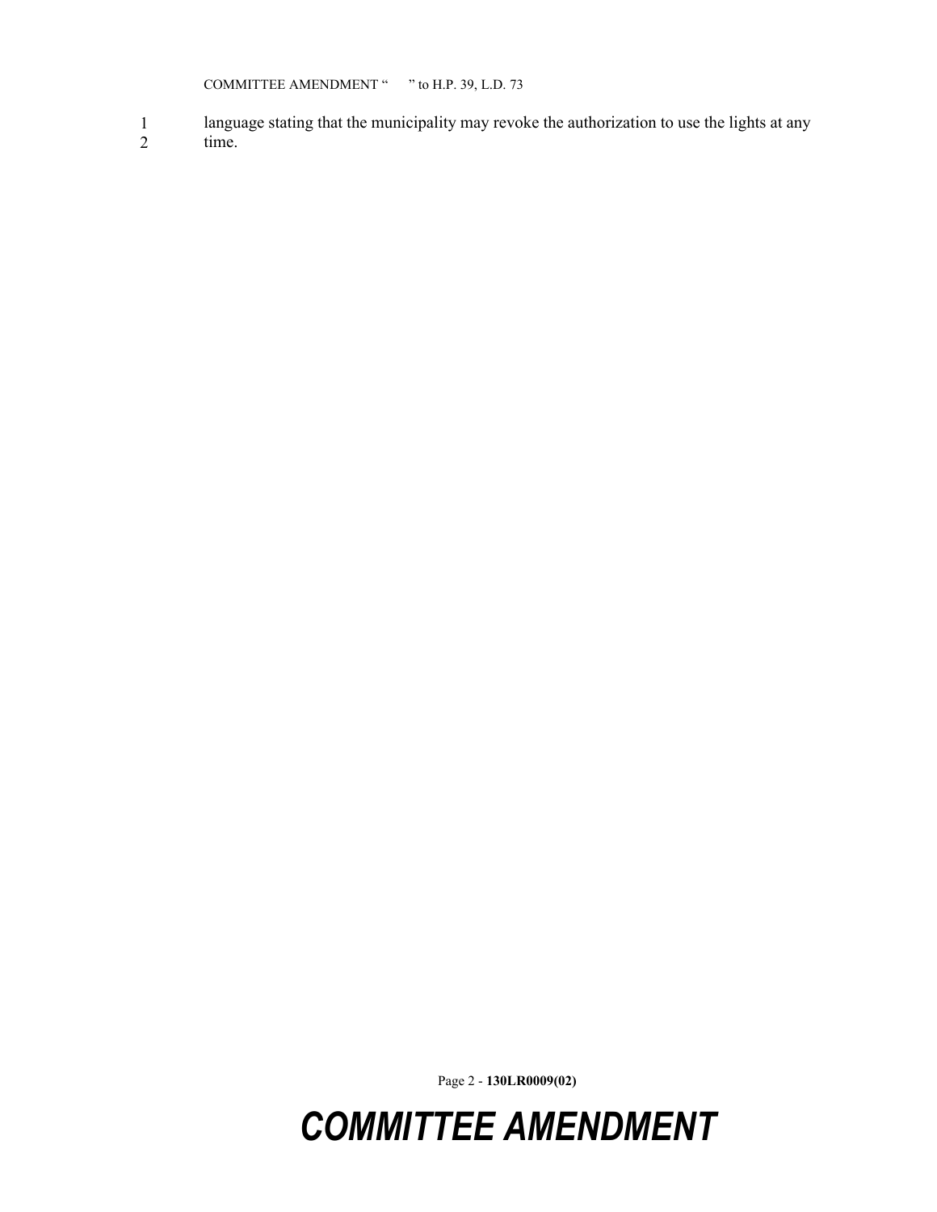language stating that the municipality may revoke the authorization to use the lights at any time.